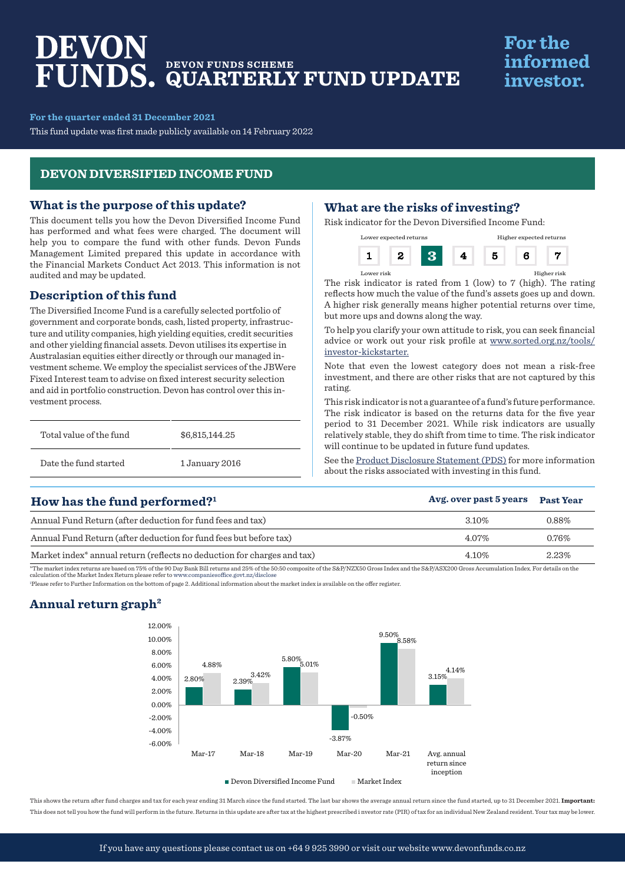# DEVON FUNDS.

## DEVON FUNDS SCHEME QUARTERLY FUND UPDATE

**For the informed investor.**

**For the quarter ended 31 December 2021**

This fund update was first made publicly available on 14 February 2022

## DEVON DIVERSIFIED INCOME FUND

### What is the purpose of this update?

This document tells you how the Devon Diversified Income Fund has performed and what fees were charged. The document will help you to compare the fund with other funds. Devon Funds Management Limited prepared this update in accordance with the Financial Markets Conduct Act 2013. This information is not audited and may be updated.

### Description of this fund

The Diversified Income Fund is a carefully selected portfolio of government and corporate bonds, cash, listed property, infrastructure and utility companies, high yielding equities, credit securities and other yielding financial assets. Devon utilises its expertise in Australasian equities either directly or through our managed investment scheme. We employ the specialist services of the JBWere Fixed Interest team to advise on fixed interest security selection and aid in portfolio construction. Devon has control over this investment process.

| | |
|---|---|
| Total value of the fund | $6,815,144.25 |
| Date the fund started | 1 January 2016 |

### What are the risks of investing?

Risk indicator for the Devon Diversified Income Fund:

Lower expected returns — Higher expected returns

| 1 | 2 | **3** | 4 | 5 | 6 | 7 |
|---|---|---|---|---|---|---|

Lower risk — Higher risk

The risk indicator is rated from 1 (low) to 7 (high). The rating reflects how much the value of the fund's assets goes up and down. A higher risk generally means higher potential returns over time, but more ups and downs along the way.

To help you clarify your own attitude to risk, you can seek financial advice or work out your risk profile at www.sorted.org.nz/tools/investor-kickstarter.

Note that even the lowest category does not mean a risk-free investment, and there are other risks that are not captured by this rating.

This risk indicator is not a guarantee of a fund's future performance. The risk indicator is based on the returns data for the five year period to 31 December 2021. While risk indicators are usually relatively stable, they do shift from time to time. The risk indicator will continue to be updated in future fund updates.

See the Product Disclosure Statement (PDS) for more information about the risks associated with investing in this fund.

### How has the fund performed?[1]

| | Avg. over past 5 years | Past Year |
|---|---|---|
| Annual Fund Return (after deduction for fund fees and tax) | 3.10% | 0.88% |
| Annual Fund Return (after deduction for fund fees but before tax) | 4.07% | 0.76% |
| Market index* annual return (reflects no deduction for charges and tax) | 4.10% | 2.23% |

*The market index returns are based on 75% of the 90 Day Bank Bill returns and 25% of the 50:50 composite of the S&P/NZX50 Gross Index and the S&P/ASX200 Gross Accumulation Index. For details on the calculation of the Market Index Return please refer to www.companiesoffice.govt.nz/disclose

[1]Please refer to Further Information on the bottom of page 2. Additional information about the market index is available on the offer register.

### Annual return graph[2]

| | Devon Diversified Income Fund | Market Index |
|---|---|---|
| Mar-17 | 2.80% | 4.88% |
| Mar-18 | 2.39% | 3.42% |
| Mar-19 | 5.80% | 5.01% |
| Mar-20 | -3.87% | -0.50% |
| Mar-21 | 9.50% | 8.58% |
| Avg. annual return since inception | 3.15% | 4.14% |

This shows the return after fund charges and tax for each year ending 31 March since the fund started. The last bar shows the average annual return since the fund started, up to 31 December 2021. **Important:** This does not tell you how the fund will perform in the future. Returns in this update are after tax at the highest prescribed i investor rate (PIR) of tax for an individual New Zealand resident. Your tax may be lower.

If you have any questions please contact us on +64 9 925 3990 or visit our website www.devonfunds.co.nz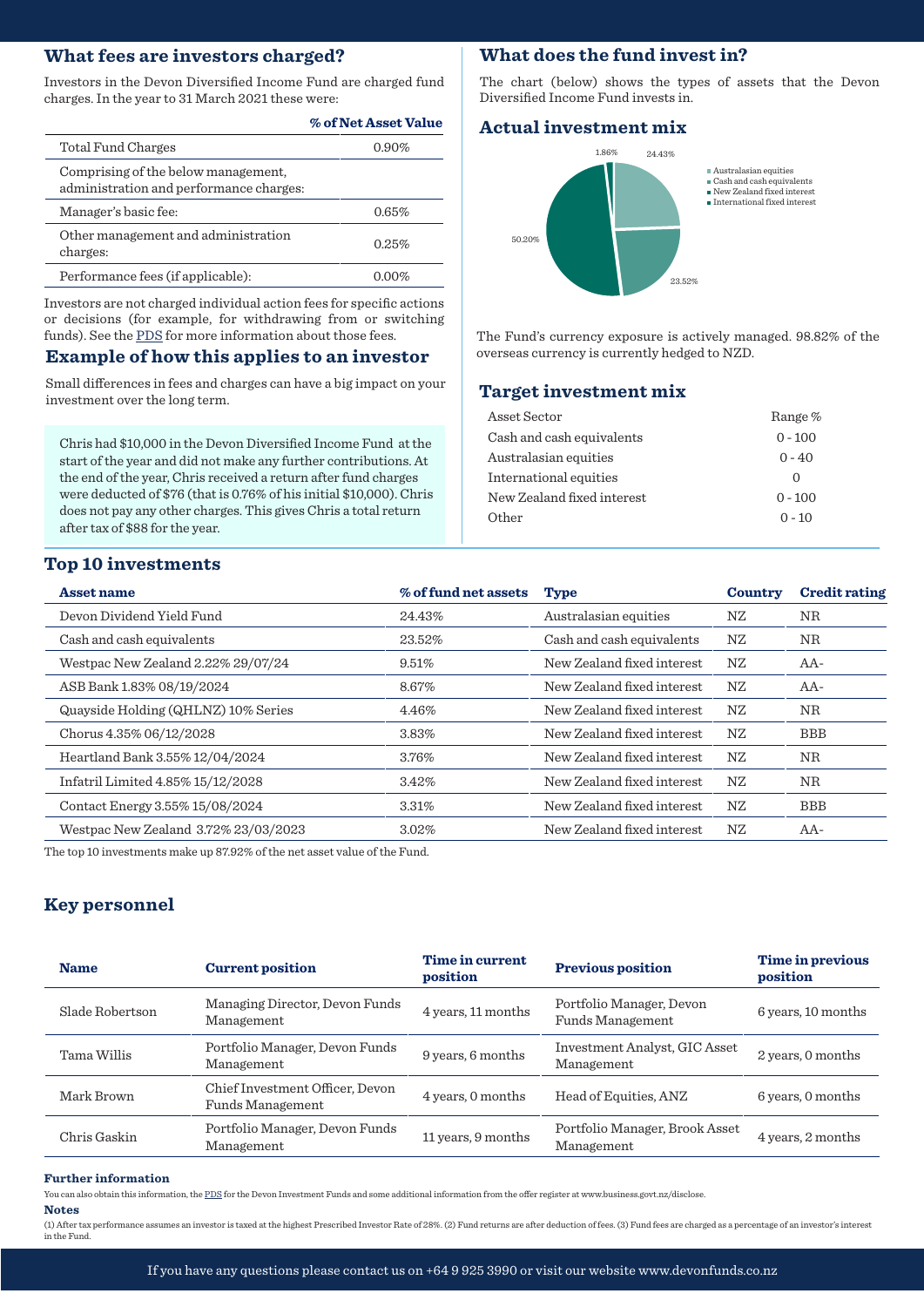## What fees are investors charged?

Investors in the Devon Diversified Income Fund are charged fund charges. In the year to 31 March 2021 these were:

| | % of Net Asset Value |
|---|---|
| Total Fund Charges | 0.90% |
| Comprising of the below management, administration and performance charges: | |
| Manager's basic fee: | 0.65% |
| Other management and administration charges: | 0.25% |
| Performance fees (if applicable): | 0.00% |

Investors are not charged individual action fees for specific actions or decisions (for example, for withdrawing from or switching funds). See the PDS for more information about those fees.

## Example of how this applies to an investor

Small differences in fees and charges can have a big impact on your investment over the long term.

Chris had $10,000 in the Devon Diversified Income Fund at the start of the year and did not make any further contributions. At the end of the year, Chris received a return after fund charges were deducted of $76 (that is 0.76% of his initial $10,000). Chris does not pay any other charges. This gives Chris a total return after tax of $88 for the year.

## What does the fund invest in?

The chart (below) shows the types of assets that the Devon Diversified Income Fund invests in.

### Actual investment mix

1.86%
24.43%
50.20%
23.52%

Australasian equities
Cash and cash equivalents
New Zealand fixed interest
International fixed interest

The Fund's currency exposure is actively managed. 98.82% of the overseas currency is currently hedged to NZD.

### Target investment mix

| Asset Sector | Range % |
|---|---|
| Cash and cash equivalents | 0 - 100 |
| Australasian equities | 0 - 40 |
| International equities | 0 |
| New Zealand fixed interest | 0 - 100 |
| Other | 0 - 10 |

## Top 10 investments

| Asset name | % of fund net assets | Type | Country | Credit rating |
|---|---|---|---|---|
| Devon Dividend Yield Fund | 24.43% | Australasian equities | NZ | NR |
| Cash and cash equivalents | 23.52% | Cash and cash equivalents | NZ | NR |
| Westpac New Zealand 2.22% 29/07/24 | 9.51% | New Zealand fixed interest | NZ | AA- |
| ASB Bank 1.83% 08/19/2024 | 8.67% | New Zealand fixed interest | NZ | AA- |
| Quayside Holding (QHLNZ) 10% Series | 4.46% | New Zealand fixed interest | NZ | NR |
| Chorus 4.35% 06/12/2028 | 3.83% | New Zealand fixed interest | NZ | BBB |
| Heartland Bank 3.55% 12/04/2024 | 3.76% | New Zealand fixed interest | NZ | NR |
| Infratil Limited 4.85% 15/12/2028 | 3.42% | New Zealand fixed interest | NZ | NR |
| Contact Energy 3.55% 15/08/2024 | 3.31% | New Zealand fixed interest | NZ | BBB |
| Westpac New Zealand 3.72% 23/03/2023 | 3.02% | New Zealand fixed interest | NZ | AA- |

The top 10 investments make up 87.92% of the net asset value of the Fund.

## Key personnel

| Name | Current position | Time in current position | Previous position | Time in previous position |
|---|---|---|---|---|
| Slade Robertson | Managing Director, Devon Funds Management | 4 years, 11 months | Portfolio Manager, Devon Funds Management | 6 years, 10 months |
| Tama Willis | Portfolio Manager, Devon Funds Management | 9 years, 6 months | Investment Analyst, GIC Asset Management | 2 years, 0 months |
| Mark Brown | Chief Investment Officer, Devon Funds Management | 4 years, 0 months | Head of Equities, ANZ | 6 years, 0 months |
| Chris Gaskin | Portfolio Manager, Devon Funds Management | 11 years, 9 months | Portfolio Manager, Brook Asset Management | 4 years, 2 months |

**Further information**

You can also obtain this information, the PDS for the Devon Investment Funds and some additional information from the offer register at www.business.govt.nz/disclose.

**Notes**

(1) After tax performance assumes an investor is taxed at the highest Prescribed Investor Rate of 28%. (2) Fund returns are after deduction of fees. (3) Fund fees are charged as a percentage of an investor's interest in the Fund.

If you have any questions please contact us on +64 9 925 3990 or visit our website www.devonfunds.co.nz